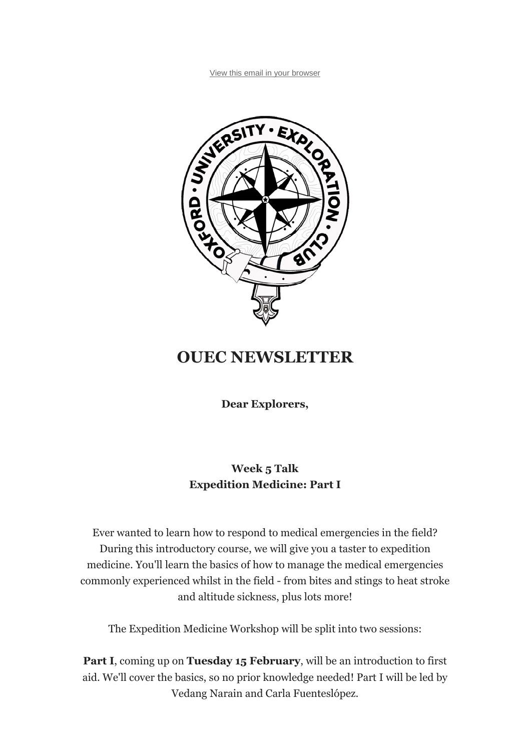View this email in your browser

# OUEC NEWSLETTER

**Dear Explorers,**

**Week 5 Talk**
**Expedition Medicine: Part I**

Ever wanted to learn how to respond to medical emergencies in the field? During this introductory course, we will give you a taster to expedition medicine. You'll learn the basics of how to manage the medical emergencies commonly experienced whilst in the field - from bites and stings to heat stroke and altitude sickness, plus lots more!

The Expedition Medicine Workshop will be split into two sessions:

**Part I**, coming up on **Tuesday 15 February**, will be an introduction to first aid. We'll cover the basics, so no prior knowledge needed! Part I will be led by Vedang Narain and Carla Fuenteslópez.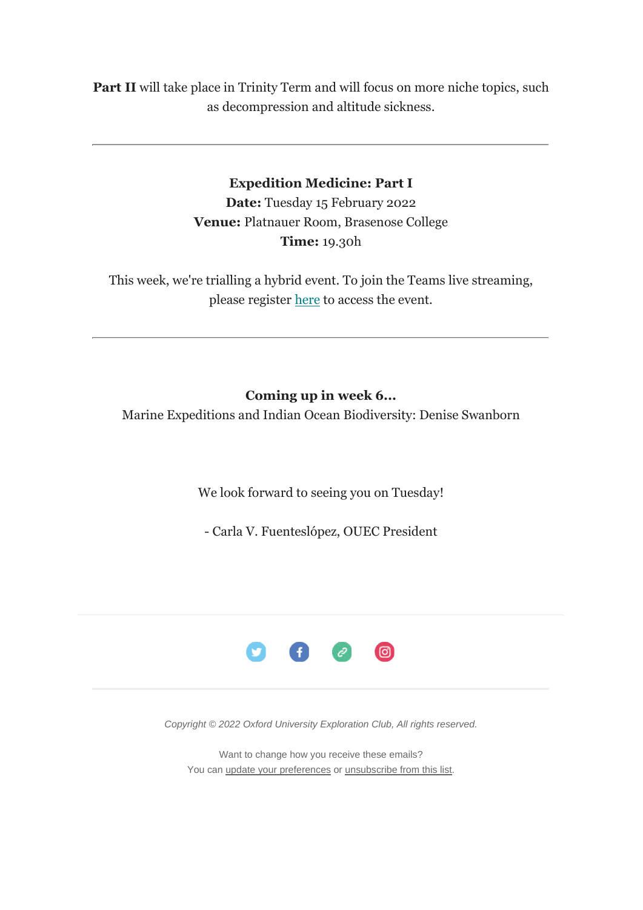**Part II** will take place in Trinity Term and will focus on more niche topics, such as decompression and altitude sickness.

---

**Expedition Medicine: Part I**
**Date:** Tuesday 15 February 2022
**Venue:** Platnauer Room, Brasenose College
**Time:** 19.30h

This week, we're trialling a hybrid event. To join the Teams live streaming, please register here to access the event.

---

**Coming up in week 6...**
Marine Expeditions and Indian Ocean Biodiversity: Denise Swanborn

We look forward to seeing you on Tuesday!

- Carla V. Fuenteslópez, OUEC President

---

*Copyright © 2022 Oxford University Exploration Club, All rights reserved.*

Want to change how you receive these emails?
You can update your preferences or unsubscribe from this list.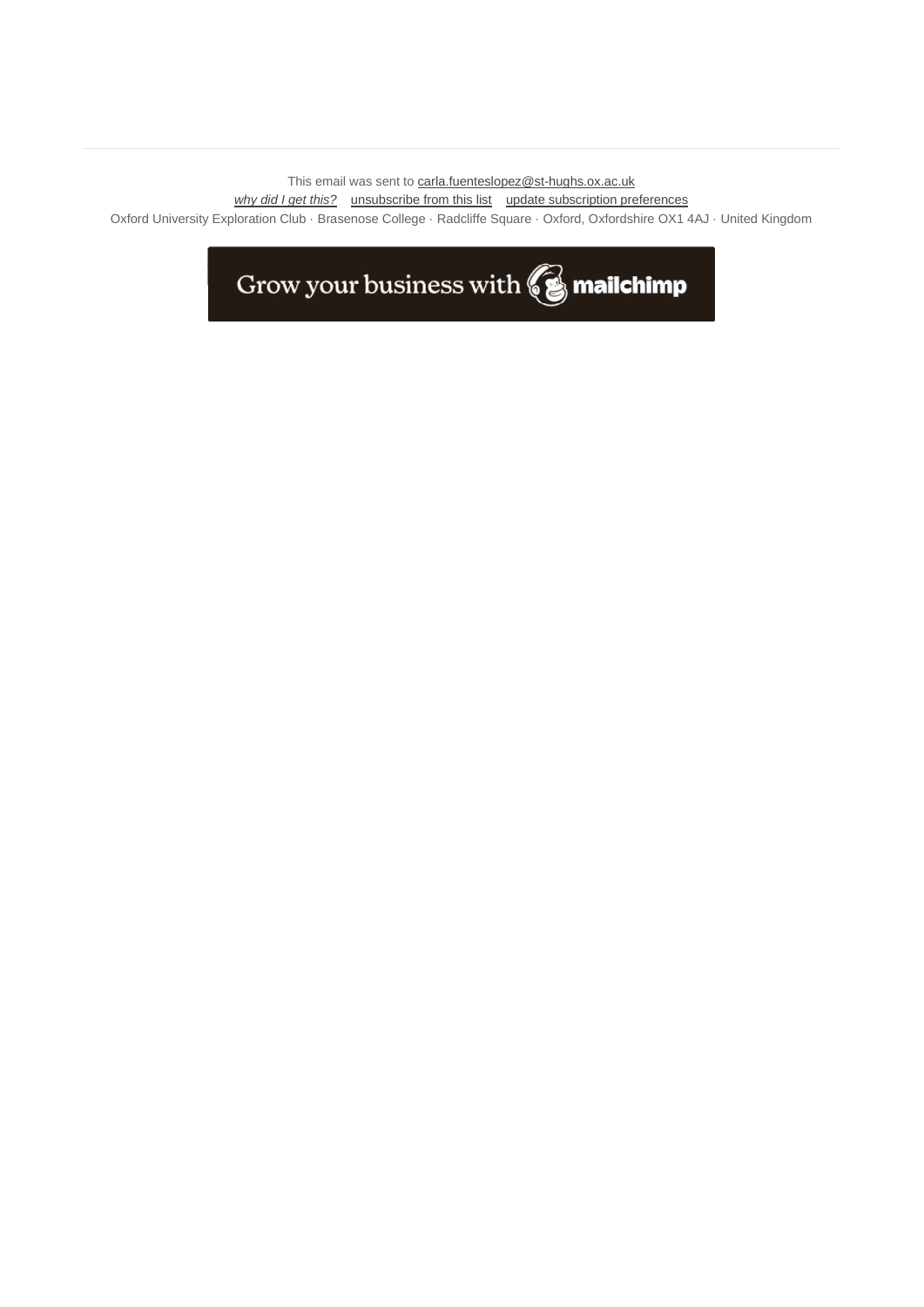---

This email was sent to carla.fuenteslopez@st-hughs.ox.ac.uk

*why did I get this?* unsubscribe from this list update subscription preferences

Oxford University Exploration Club · Brasenose College · Radcliffe Square · Oxford, Oxfordshire OX1 4AJ · United Kingdom

Grow your business with mailchimp